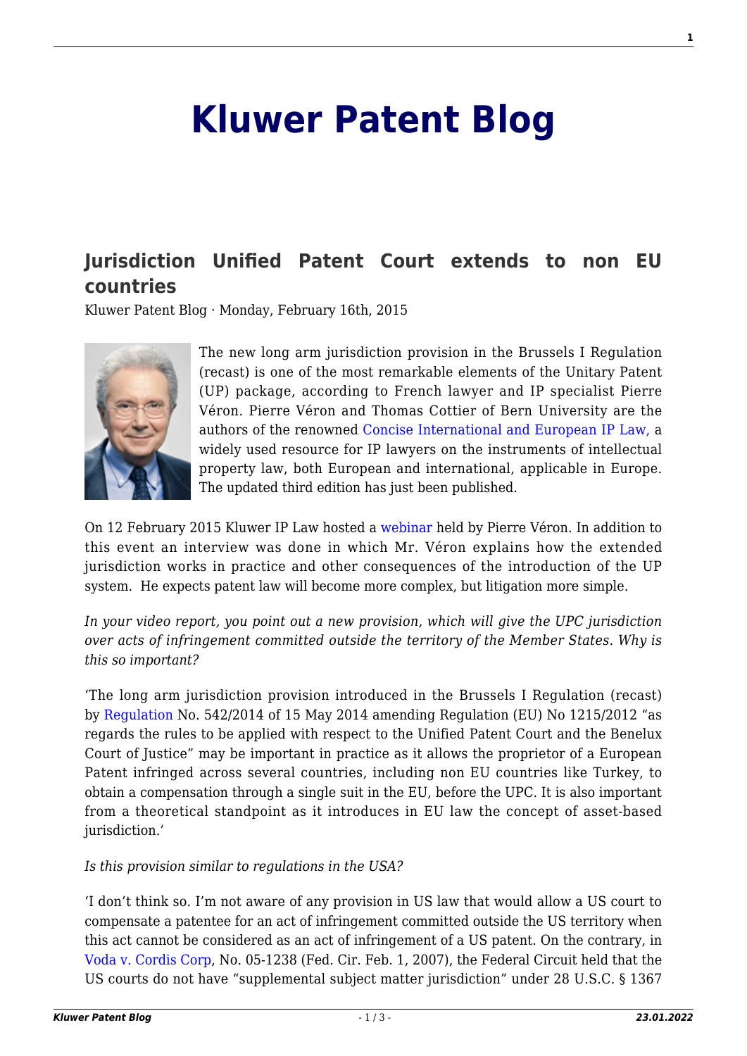# Kluwer Patent Blog

## Jurisdiction Unified Patent Court extends to non EU countries

Kluwer Patent Blog · Monday, February 16th, 2015

The new long arm jurisdiction provision in the Brussels I Regulation (recast) is one of the most remarkable elements of the Unitary Patent (UP) package, according to French lawyer and IP specialist Pierre Véron. Pierre Véron and Thomas Cottier of Bern University are the authors of the renowned Concise International and European IP Law, a widely used resource for IP lawyers on the instruments of intellectual property law, both European and international, applicable in Europe. The updated third edition has just been published.

On 12 February 2015 Kluwer IP Law hosted a webinar held by Pierre Véron. In addition to this event an interview was done in which Mr. Véron explains how the extended jurisdiction works in practice and other consequences of the introduction of the UP system. He expects patent law will become more complex, but litigation more simple.

*In your video report, you point out a new provision, which will give the UPC jurisdiction over acts of infringement committed outside the territory of the Member States. Why is this so important?*

'The long arm jurisdiction provision introduced in the Brussels I Regulation (recast) by Regulation No. 542/2014 of 15 May 2014 amending Regulation (EU) No 1215/2012 "as regards the rules to be applied with respect to the Unified Patent Court and the Benelux Court of Justice" may be important in practice as it allows the proprietor of a European Patent infringed across several countries, including non EU countries like Turkey, to obtain a compensation through a single suit in the EU, before the UPC. It is also important from a theoretical standpoint as it introduces in EU law the concept of asset-based jurisdiction.'

*Is this provision similar to regulations in the USA?*

'I don't think so. I'm not aware of any provision in US law that would allow a US court to compensate a patentee for an act of infringement committed outside the US territory when this act cannot be considered as an act of infringement of a US patent. On the contrary, in Voda v. Cordis Corp, No. 05-1238 (Fed. Cir. Feb. 1, 2007), the Federal Circuit held that the US courts do not have "supplemental subject matter jurisdiction" under 28 U.S.C. § 1367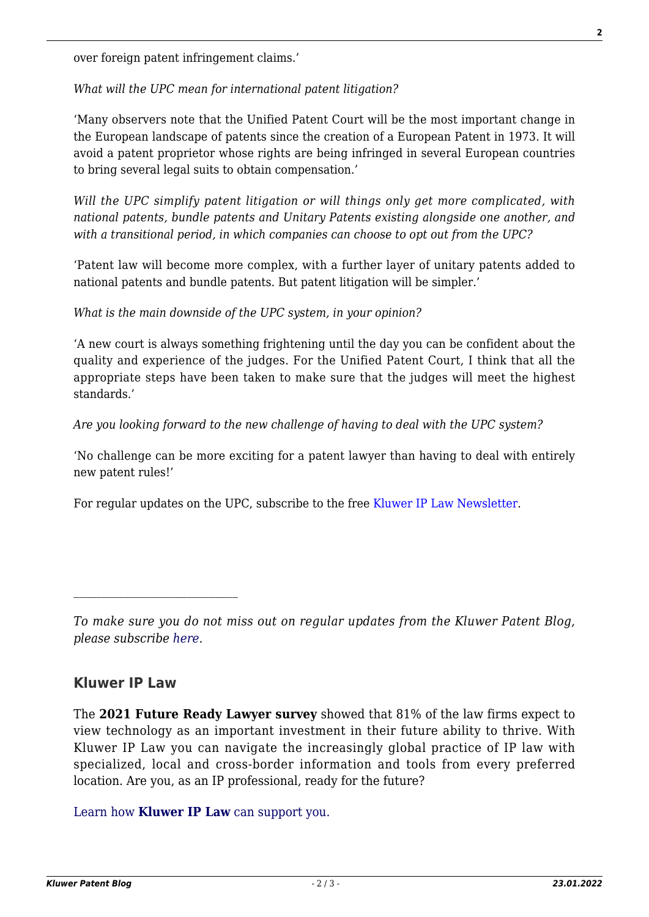over foreign patent infringement claims.'

*What will the UPC mean for international patent litigation?*

'Many observers note that the Unified Patent Court will be the most important change in the European landscape of patents since the creation of a European Patent in 1973. It will avoid a patent proprietor whose rights are being infringed in several European countries to bring several legal suits to obtain compensation.'

*Will the UPC simplify patent litigation or will things only get more complicated, with national patents, bundle patents and Unitary Patents existing alongside one another, and with a transitional period, in which companies can choose to opt out from the UPC?*

'Patent law will become more complex, with a further layer of unitary patents added to national patents and bundle patents. But patent litigation will be simpler.'

*What is the main downside of the UPC system, in your opinion?*

'A new court is always something frightening until the day you can be confident about the quality and experience of the judges. For the Unified Patent Court, I think that all the appropriate steps have been taken to make sure that the judges will meet the highest standards.'

*Are you looking forward to the new challenge of having to deal with the UPC system?*

'No challenge can be more exciting for a patent lawyer than having to deal with entirely new patent rules!'

For regular updates on the UPC, subscribe to the free Kluwer IP Law Newsletter.

---

*To make sure you do not miss out on regular updates from the Kluwer Patent Blog, please subscribe here.*

## Kluwer IP Law

The **2021 Future Ready Lawyer survey** showed that 81% of the law firms expect to view technology as an important investment in their future ability to thrive. With Kluwer IP Law you can navigate the increasingly global practice of IP law with specialized, local and cross-border information and tools from every preferred location. Are you, as an IP professional, ready for the future?

Learn how **Kluwer IP Law** can support you.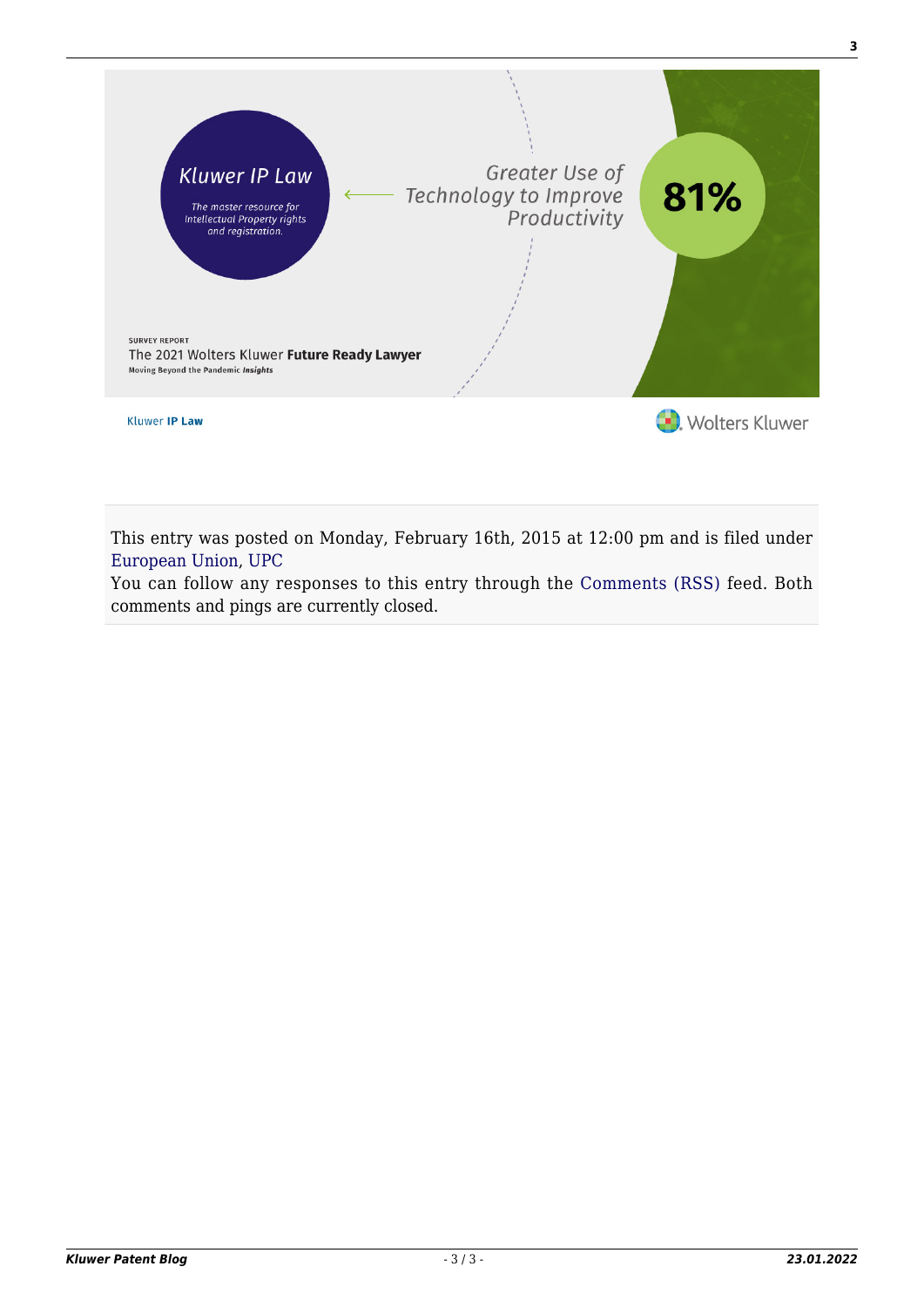Kluwer IP Law

The master resource for Intellectual Property rights and registration.

Greater Use of Technology to Improve Productivity

81%

SURVEY REPORT

The 2021 Wolters Kluwer **Future Ready Lawyer**

Moving Beyond the Pandemic *Insights*

Kluwer **IP Law**

Wolters Kluwer

This entry was posted on Monday, February 16th, 2015 at 12:00 pm and is filed under European Union, UPC
You can follow any responses to this entry through the Comments (RSS) feed. Both comments and pings are currently closed.